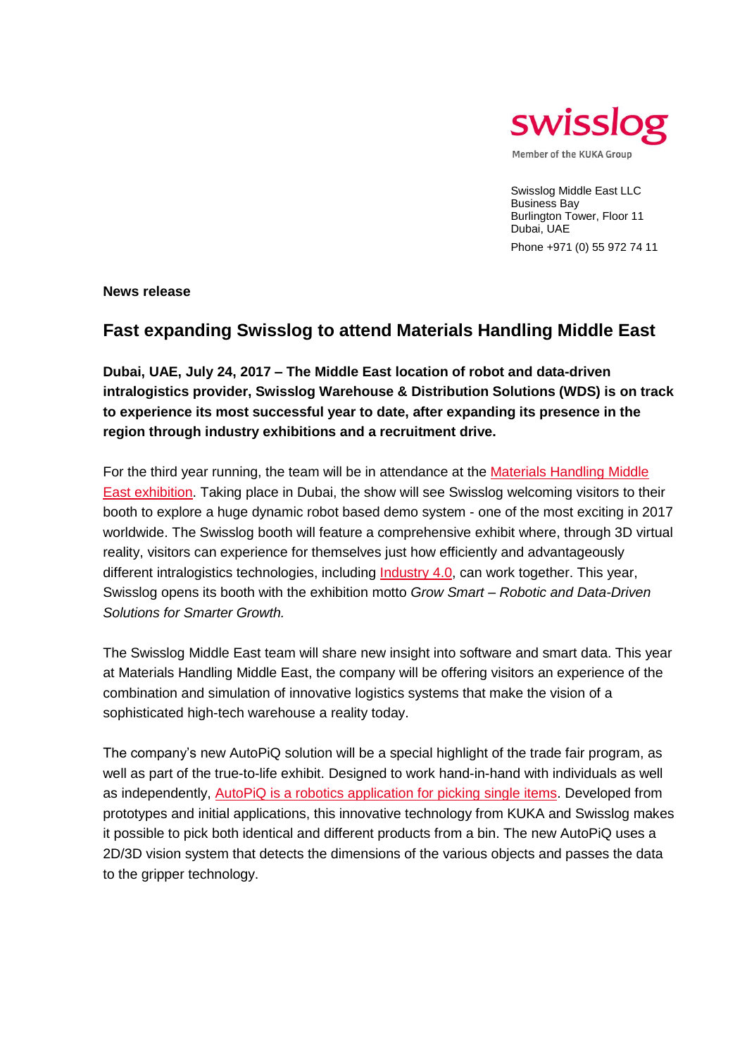swisslog

Member of the KUKA Group

Swisslog Middle East LLC
Business Bay
Burlington Tower, Floor 11
Dubai, UAE

Phone +971 (0) 55 972 74 11

**News release**

## Fast expanding Swisslog to attend Materials Handling Middle East

**Dubai, UAE, July 24, 2017 – The Middle East location of robot and data-driven intralogistics provider, Swisslog Warehouse & Distribution Solutions (WDS) is on track to experience its most successful year to date, after expanding its presence in the region through industry exhibitions and a recruitment drive.**

For the third year running, the team will be in attendance at the Materials Handling Middle East exhibition. Taking place in Dubai, the show will see Swisslog welcoming visitors to their booth to explore a huge dynamic robot based demo system - one of the most exciting in 2017 worldwide. The Swisslog booth will feature a comprehensive exhibit where, through 3D virtual reality, visitors can experience for themselves just how efficiently and advantageously different intralogistics technologies, including Industry 4.0, can work together. This year, Swisslog opens its booth with the exhibition motto *Grow Smart – Robotic and Data-Driven Solutions for Smarter Growth.*

The Swisslog Middle East team will share new insight into software and smart data. This year at Materials Handling Middle East, the company will be offering visitors an experience of the combination and simulation of innovative logistics systems that make the vision of a sophisticated high-tech warehouse a reality today.

The company's new AutoPiQ solution will be a special highlight of the trade fair program, as well as part of the true-to-life exhibit. Designed to work hand-in-hand with individuals as well as independently, AutoPiQ is a robotics application for picking single items. Developed from prototypes and initial applications, this innovative technology from KUKA and Swisslog makes it possible to pick both identical and different products from a bin. The new AutoPiQ uses a 2D/3D vision system that detects the dimensions of the various objects and passes the data to the gripper technology.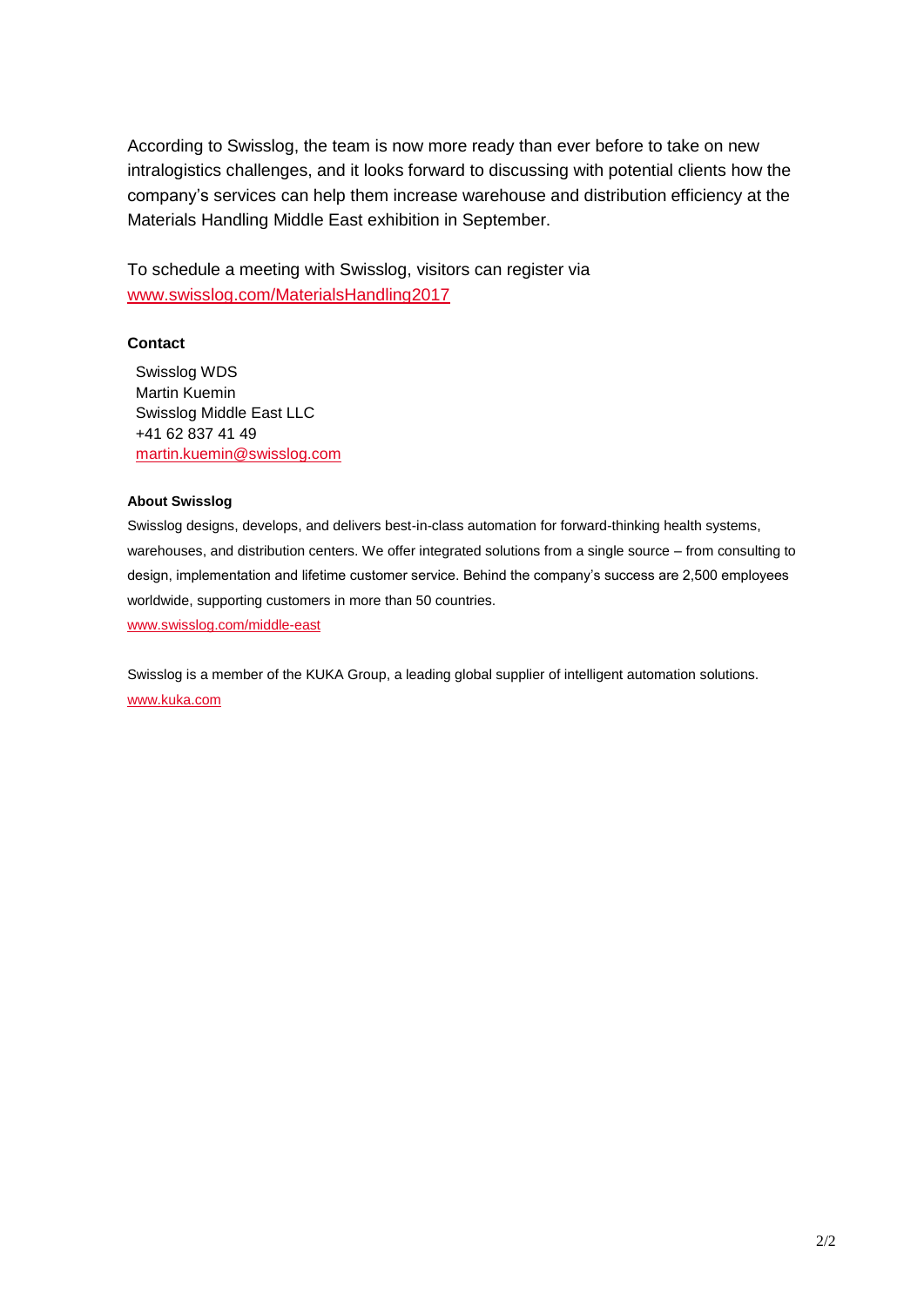According to Swisslog, the team is now more ready than ever before to take on new intralogistics challenges, and it looks forward to discussing with potential clients how the company's services can help them increase warehouse and distribution efficiency at the Materials Handling Middle East exhibition in September.

To schedule a meeting with Swisslog, visitors can register via www.swisslog.com/MaterialsHandling2017

**Contact**

Swisslog WDS
Martin Kuemin
Swisslog Middle East LLC
+41 62 837 41 49
martin.kuemin@swisslog.com

**About Swisslog**

Swisslog designs, develops, and delivers best-in-class automation for forward-thinking health systems, warehouses, and distribution centers. We offer integrated solutions from a single source – from consulting to design, implementation and lifetime customer service. Behind the company's success are 2,500 employees worldwide, supporting customers in more than 50 countries.
www.swisslog.com/middle-east

Swisslog is a member of the KUKA Group, a leading global supplier of intelligent automation solutions.
www.kuka.com